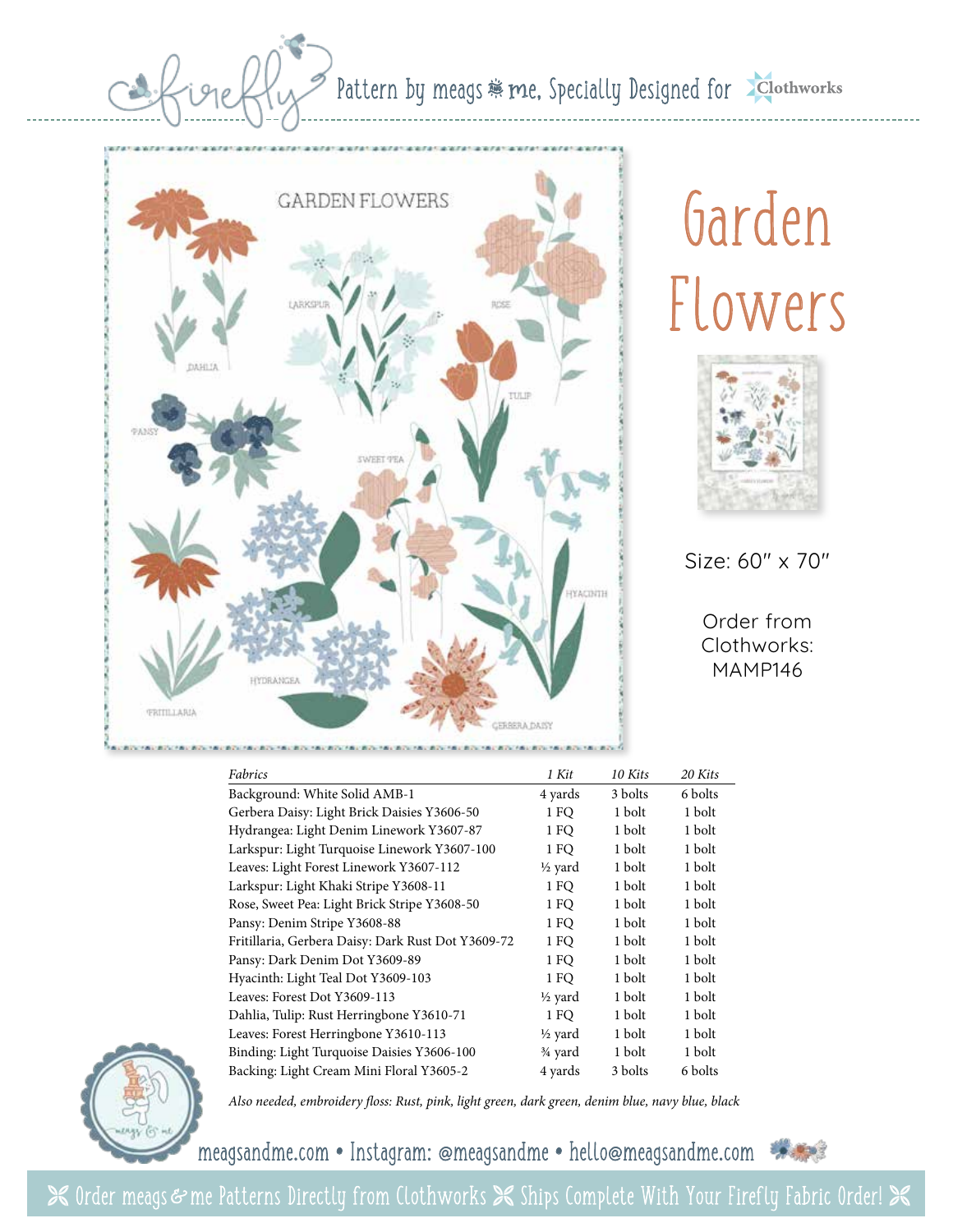firefly Pattern by meags & me, Specially Designed for Clothworks

# Garden Flowers

Size: 60″ x 70″

Order from Clothworks: MAMP146

| *Fabrics* | *1 Kit* | *10 Kits* | *20 Kits* |
|---|---|---|---|
| Background: White Solid AMB-1 | 4 yards | 3 bolts | 6 bolts |
| Gerbera Daisy: Light Brick Daisies Y3606-50 | 1 FQ | 1 bolt | 1 bolt |
| Hydrangea: Light Denim Linework Y3607-87 | 1 FQ | 1 bolt | 1 bolt |
| Larkspur: Light Turquoise Linework Y3607-100 | 1 FQ | 1 bolt | 1 bolt |
| Leaves: Light Forest Linework Y3607-112 | ½ yard | 1 bolt | 1 bolt |
| Larkspur: Light Khaki Stripe Y3608-11 | 1 FQ | 1 bolt | 1 bolt |
| Rose, Sweet Pea: Light Brick Stripe Y3608-50 | 1 FQ | 1 bolt | 1 bolt |
| Pansy: Denim Stripe Y3608-88 | 1 FQ | 1 bolt | 1 bolt |
| Fritillaria, Gerbera Daisy: Dark Rust Dot Y3609-72 | 1 FQ | 1 bolt | 1 bolt |
| Pansy: Dark Denim Dot Y3609-89 | 1 FQ | 1 bolt | 1 bolt |
| Hyacinth: Light Teal Dot Y3609-103 | 1 FQ | 1 bolt | 1 bolt |
| Leaves: Forest Dot Y3609-113 | ½ yard | 1 bolt | 1 bolt |
| Dahlia, Tulip: Rust Herringbone Y3610-71 | 1 FQ | 1 bolt | 1 bolt |
| Leaves: Forest Herringbone Y3610-113 | ½ yard | 1 bolt | 1 bolt |
| Binding: Light Turquoise Daisies Y3606-100 | ¾ yard | 1 bolt | 1 bolt |
| Backing: Light Cream Mini Floral Y3605-2 | 4 yards | 3 bolts | 6 bolts |

*Also needed, embroidery floss: Rust, pink, light green, dark green, denim blue, navy blue, black*

meagsandme.com • Instagram: @meagsandme • hello@meagsandme.com

Order meags & me Patterns Directly from Clothworks ✂ Ships Complete With Your Firefly Fabric Order!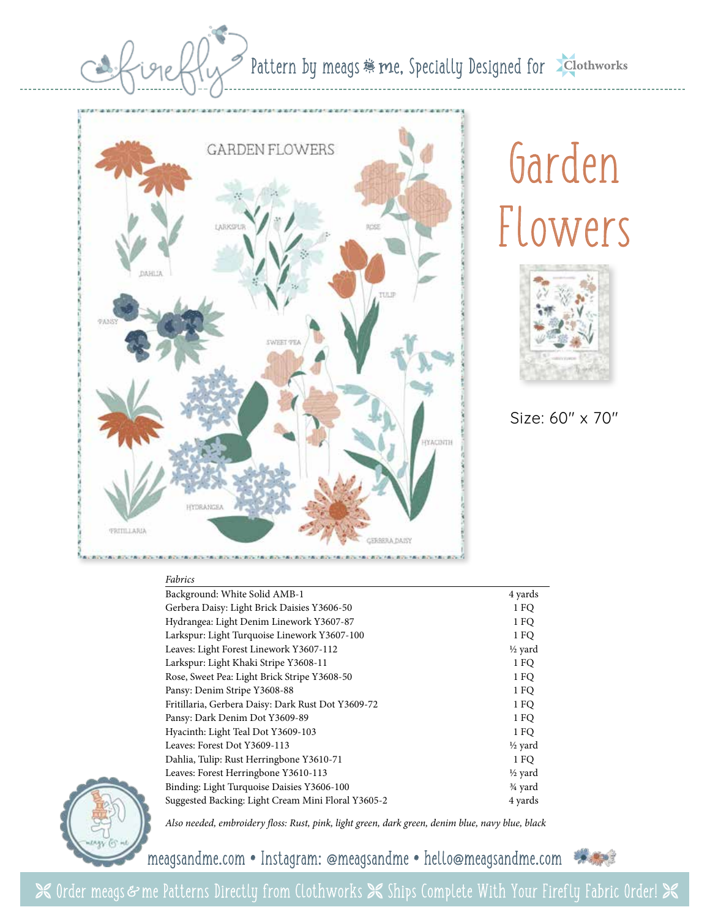firefly Pattern by meags & me, Specially Designed for Clothworks

# Garden Flowers

Size: 60″ x 70″

*Fabrics*

| | |
|---|---|
| Background: White Solid AMB-1 | 4 yards |
| Gerbera Daisy: Light Brick Daisies Y3606-50 | 1 FQ |
| Hydrangea: Light Denim Linework Y3607-87 | 1 FQ |
| Larkspur: Light Turquoise Linework Y3607-100 | 1 FQ |
| Leaves: Light Forest Linework Y3607-112 | ½ yard |
| Larkspur: Light Khaki Stripe Y3608-11 | 1 FQ |
| Rose, Sweet Pea: Light Brick Stripe Y3608-50 | 1 FQ |
| Pansy: Denim Stripe Y3608-88 | 1 FQ |
| Fritillaria, Gerbera Daisy: Dark Rust Dot Y3609-72 | 1 FQ |
| Pansy: Dark Denim Dot Y3609-89 | 1 FQ |
| Hyacinth: Light Teal Dot Y3609-103 | 1 FQ |
| Leaves: Forest Dot Y3609-113 | ½ yard |
| Dahlia, Tulip: Rust Herringbone Y3610-71 | 1 FQ |
| Leaves: Forest Herringbone Y3610-113 | ½ yard |
| Binding: Light Turquoise Daisies Y3606-100 | ¾ yard |
| Suggested Backing: Light Cream Mini Floral Y3605-2 | 4 yards |

*Also needed, embroidery floss: Rust, pink, light green, dark green, denim blue, navy blue, black*

meagsandme.com • Instagram: @meagsandme • hello@meagsandme.com

Order meags & me Patterns Directly from Clothworks ✂ Ships Complete With Your Firefly Fabric Order!